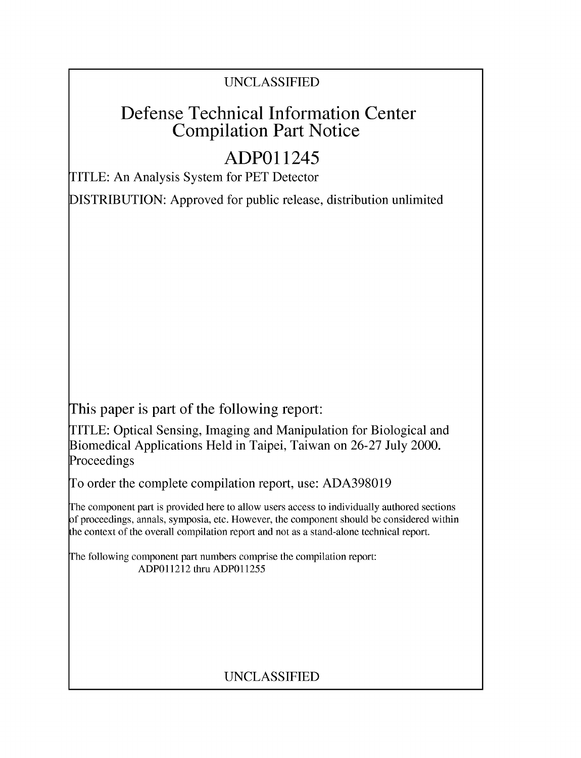UNCLASSIFIED

# Defense Technical Information Center Compilation Part Notice

## ADP011245

TITLE: An Analysis System for PET Detector

DISTRIBUTION: Approved for public release, distribution unlimited

This paper is part of the following report:

TITLE: Optical Sensing, Imaging and Manipulation for Biological and Biomedical Applications Held in Taipei, Taiwan on 26-27 July 2000. Proceedings

To order the complete compilation report, use: ADA398019

The component part is provided here to allow users access to individually authored sections of proceedings, annals, symposia, etc. However, the component should be considered within the context of the overall compilation report and not as a stand-alone technical report.

The following component part numbers comprise the compilation report:
ADP011212 thru ADP011255

UNCLASSIFIED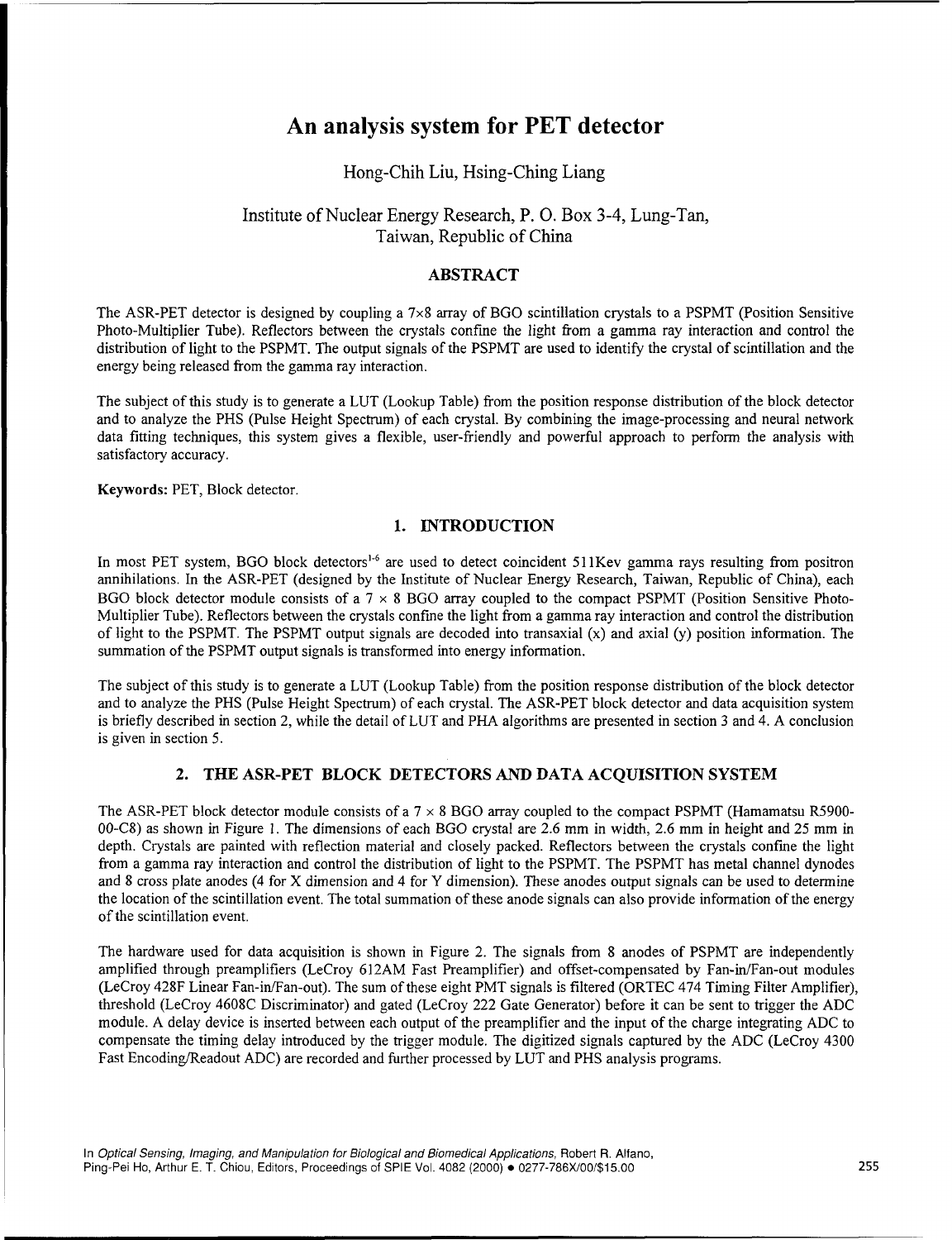# An analysis system for PET detector

Hong-Chih Liu, Hsing-Ching Liang

Institute of Nuclear Energy Research, P. O. Box 3-4, Lung-Tan, Taiwan, Republic of China

## ABSTRACT

The ASR-PET detector is designed by coupling a 7×8 array of BGO scintillation crystals to a PSPMT (Position Sensitive Photo-Multiplier Tube). Reflectors between the crystals confine the light from a gamma ray interaction and control the distribution of light to the PSPMT. The output signals of the PSPMT are used to identify the crystal of scintillation and the energy being released from the gamma ray interaction.

The subject of this study is to generate a LUT (Lookup Table) from the position response distribution of the block detector and to analyze the PHS (Pulse Height Spectrum) of each crystal. By combining the image-processing and neural network data fitting techniques, this system gives a flexible, user-friendly and powerful approach to perform the analysis with satisfactory accuracy.

**Keywords:** PET, Block detector.

## 1. INTRODUCTION

In most PET system, BGO block detectors[1-6] are used to detect coincident 511Kev gamma rays resulting from positron annihilations. In the ASR-PET (designed by the Institute of Nuclear Energy Research, Taiwan, Republic of China), each BGO block detector module consists of a 7 × 8 BGO array coupled to the compact PSPMT (Position Sensitive Photo-Multiplier Tube). Reflectors between the crystals confine the light from a gamma ray interaction and control the distribution of light to the PSPMT. The PSPMT output signals are decoded into transaxial (x) and axial (y) position information. The summation of the PSPMT output signals is transformed into energy information.

The subject of this study is to generate a LUT (Lookup Table) from the position response distribution of the block detector and to analyze the PHS (Pulse Height Spectrum) of each crystal. The ASR-PET block detector and data acquisition system is briefly described in section 2, while the detail of LUT and PHA algorithms are presented in section 3 and 4. A conclusion is given in section 5.

## 2. THE ASR-PET BLOCK DETECTORS AND DATA ACQUISITION SYSTEM

The ASR-PET block detector module consists of a 7 × 8 BGO array coupled to the compact PSPMT (Hamamatsu R5900-00-C8) as shown in Figure 1. The dimensions of each BGO crystal are 2.6 mm in width, 2.6 mm in height and 25 mm in depth. Crystals are painted with reflection material and closely packed. Reflectors between the crystals confine the light from a gamma ray interaction and control the distribution of light to the PSPMT. The PSPMT has metal channel dynodes and 8 cross plate anodes (4 for X dimension and 4 for Y dimension). These anodes output signals can be used to determine the location of the scintillation event. The total summation of these anode signals can also provide information of the energy of the scintillation event.

The hardware used for data acquisition is shown in Figure 2. The signals from 8 anodes of PSPMT are independently amplified through preamplifiers (LeCroy 612AM Fast Preamplifier) and offset-compensated by Fan-in/Fan-out modules (LeCroy 428F Linear Fan-in/Fan-out). The sum of these eight PMT signals is filtered (ORTEC 474 Timing Filter Amplifier), threshold (LeCroy 4608C Discriminator) and gated (LeCroy 222 Gate Generator) before it can be sent to trigger the ADC module. A delay device is inserted between each output of the preamplifier and the input of the charge integrating ADC to compensate the timing delay introduced by the trigger module. The digitized signals captured by the ADC (LeCroy 4300 Fast Encoding/Readout ADC) are recorded and further processed by LUT and PHS analysis programs.

In *Optical Sensing, Imaging, and Manipulation for Biological and Biomedical Applications*, Robert R. Alfano, Ping-Pei Ho, Arthur E. T. Chiou, Editors, Proceedings of SPIE Vol. 4082 (2000) • 0277-786X/00/$15.00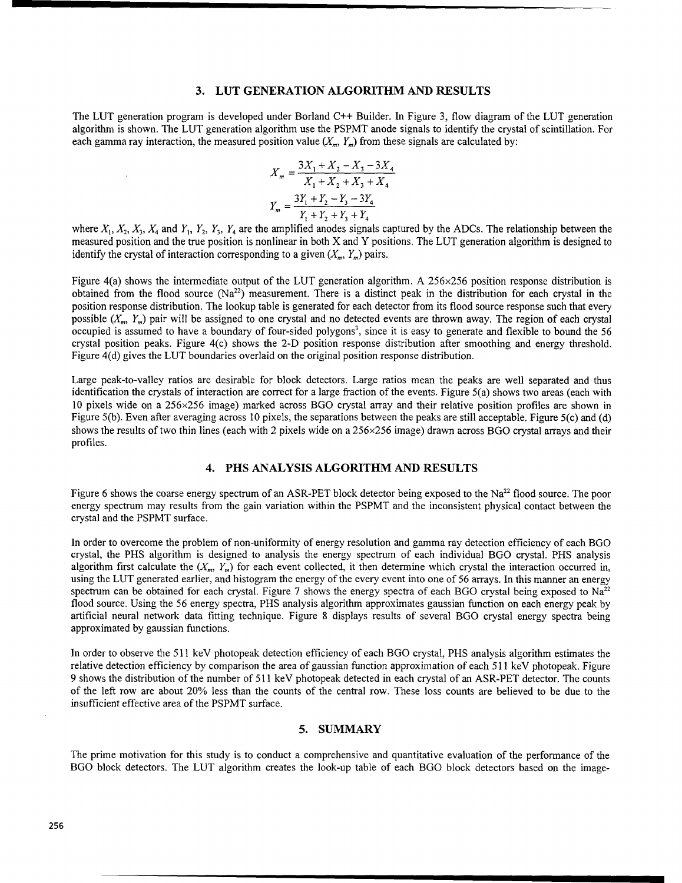## 3. LUT GENERATION ALGORITHM AND RESULTS

The LUT generation program is developed under Borland C++ Builder. In Figure 3, flow diagram of the LUT generation algorithm is shown. The LUT generation algorithm use the PSPMT anode signals to identify the crystal of scintillation. For each gamma ray interaction, the measured position value ($X_m$, $Y_m$) from these signals are calculated by:

$$X_m = \frac{3X_1 + X_2 - X_3 - 3X_4}{X_1 + X_2 + X_3 + X_4}$$

$$Y_m = \frac{3Y_1 + Y_2 - Y_3 - 3Y_4}{Y_1 + Y_2 + Y_3 + Y_4}$$

where $X_1$, $X_2$, $X_3$, $X_4$ and $Y_1$, $Y_2$, $Y_3$, $Y_4$ are the amplified anodes signals captured by the ADCs. The relationship between the measured position and the true position is nonlinear in both X and Y positions. The LUT generation algorithm is designed to identify the crystal of interaction corresponding to a given ($X_m$, $Y_m$) pairs.

Figure 4(a) shows the intermediate output of the LUT generation algorithm. A 256×256 position response distribution is obtained from the flood source ($Na^{22}$) measurement. There is a distinct peak in the distribution for each crystal in the position response distribution. The lookup table is generated for each detector from its flood source response such that every possible ($X_m$, $Y_m$) pair will be assigned to one crystal and no detected events are thrown away. The region of each crystal occupied is assumed to have a boundary of four-sided polygons[3], since it is easy to generate and flexible to bound the 56 crystal position peaks. Figure 4(c) shows the 2-D position response distribution after smoothing and energy threshold. Figure 4(d) gives the LUT boundaries overlaid on the original position response distribution.

Large peak-to-valley ratios are desirable for block detectors. Large ratios mean the peaks are well separated and thus identification the crystals of interaction are correct for a large fraction of the events. Figure 5(a) shows two areas (each with 10 pixels wide on a 256×256 image) marked across BGO crystal array and their relative position profiles are shown in Figure 5(b). Even after averaging across 10 pixels, the separations between the peaks are still acceptable. Figure 5(c) and (d) shows the results of two thin lines (each with 2 pixels wide on a 256×256 image) drawn across BGO crystal arrays and their profiles.

## 4. PHS ANALYSIS ALGORITHM AND RESULTS

Figure 6 shows the coarse energy spectrum of an ASR-PET block detector being exposed to the $Na^{22}$ flood source. The poor energy spectrum may results from the gain variation within the PSPMT and the inconsistent physical contact between the crystal and the PSPMT surface.

In order to overcome the problem of non-uniformity of energy resolution and gamma ray detection efficiency of each BGO crystal, the PHS algorithm is designed to analysis the energy spectrum of each individual BGO crystal. PHS analysis algorithm first calculate the ($X_m$, $Y_m$) for each event collected, it then determine which crystal the interaction occurred in, using the LUT generated earlier, and histogram the energy of the every event into one of 56 arrays. In this manner an energy spectrum can be obtained for each crystal. Figure 7 shows the energy spectra of each BGO crystal being exposed to $Na^{22}$ flood source. Using the 56 energy spectra, PHS analysis algorithm approximates gaussian function on each energy peak by artificial neural network data fitting technique. Figure 8 displays results of several BGO crystal energy spectra being approximated by gaussian functions.

In order to observe the 511 keV photopeak detection efficiency of each BGO crystal, PHS analysis algorithm estimates the relative detection efficiency by comparison the area of gaussian function approximation of each 511 keV photopeak. Figure 9 shows the distribution of the number of 511 keV photopeak detected in each crystal of an ASR-PET detector. The counts of the left row are about 20% less than the counts of the central row. These loss counts are believed to be due to the insufficient effective area of the PSPMT surface.

## 5. SUMMARY

The prime motivation for this study is to conduct a comprehensive and quantitative evaluation of the performance of the BGO block detectors. The LUT algorithm creates the look-up table of each BGO block detectors based on the image-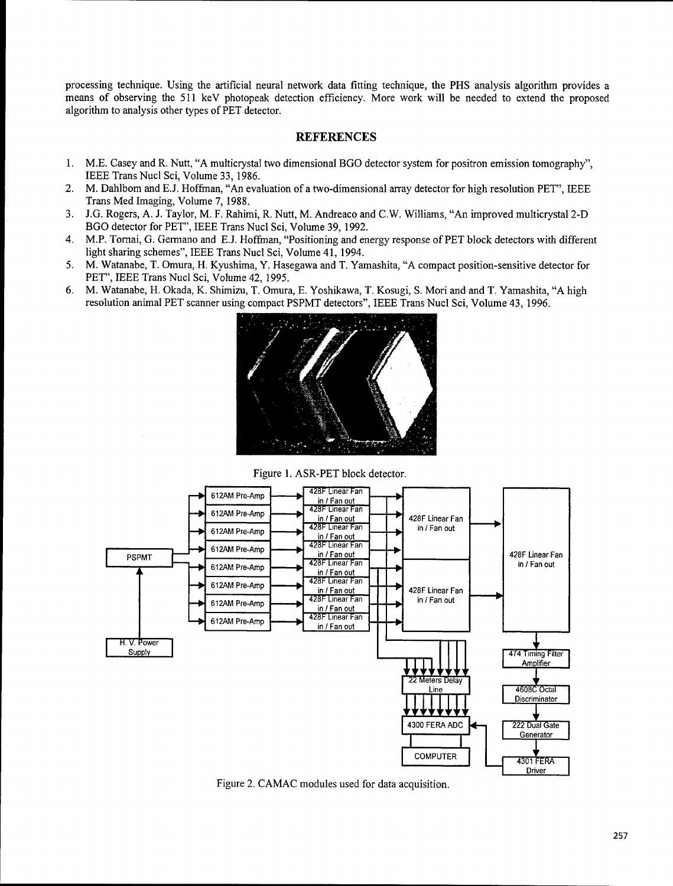processing technique. Using the artificial neural network data fitting technique, the PHS analysis algorithm provides a means of observing the 511 keV photopeak detection efficiency. More work will be needed to extend the proposed algorithm to analysis other types of PET detector.

## REFERENCES

1. M.E. Casey and R. Nutt, "A multicrystal two dimensional BGO detector system for positron emission tomography", IEEE Trans Nucl Sci, Volume 33, 1986.
2. M. Dahlbom and E.J. Hoffman, "An evaluation of a two-dimensional array detector for high resolution PET", IEEE Trans Med Imaging, Volume 7, 1988.
3. J.G. Rogers, A. J. Taylor, M. F. Rahimi, R. Nutt, M. Andreaco and C.W. Williams, "An improved multicrystal 2-D BGO detector for PET", IEEE Trans Nucl Sci, Volume 39, 1992.
4. M.P. Tornai, G. Germano and E.J. Hoffman, "Positioning and energy response of PET block detectors with different light sharing schemes", IEEE Trans Nucl Sci, Volume 41, 1994.
5. M. Watanabe, T. Omura, H. Kyushima, Y. Hasegawa and T. Yamashita, "A compact position-sensitive detector for PET", IEEE Trans Nucl Sci, Volume 42, 1995.
6. M. Watanabe, H. Okada, K. Shimizu, T. Omura, E. Yoshikawa, T. Kosugi, S. Mori and and T. Yamashita, "A high resolution animal PET scanner using compact PSPMT detectors", IEEE Trans Nucl Sci, Volume 43, 1996.

Figure 1. ASR-PET block detector.

Figure 2. CAMAC modules used for data acquisition.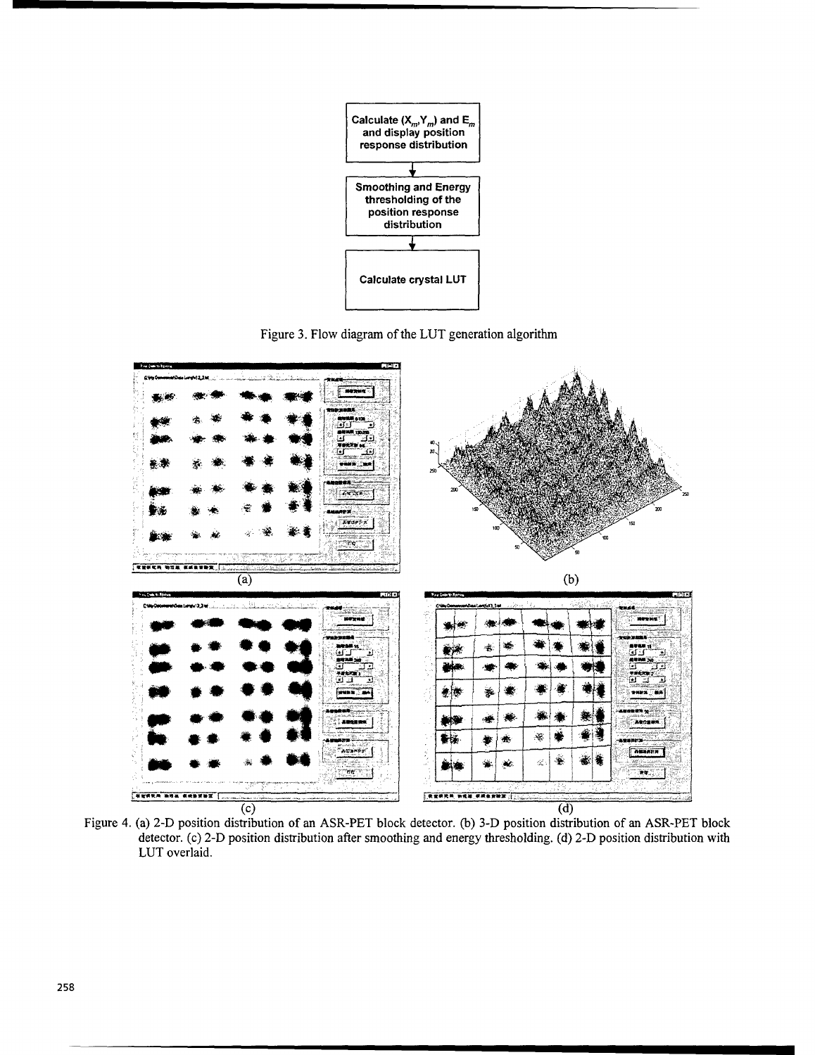Calculate $(X_m, Y_m)$ and $E_m$ and display position response distribution

Smoothing and Energy thresholding of the position response distribution

Calculate crystal LUT

Figure 3. Flow diagram of the LUT generation algorithm

Figure 4. (a) 2-D position distribution of an ASR-PET block detector. (b) 3-D position distribution of an ASR-PET block detector. (c) 2-D position distribution after smoothing and energy thresholding. (d) 2-D position distribution with LUT overlaid.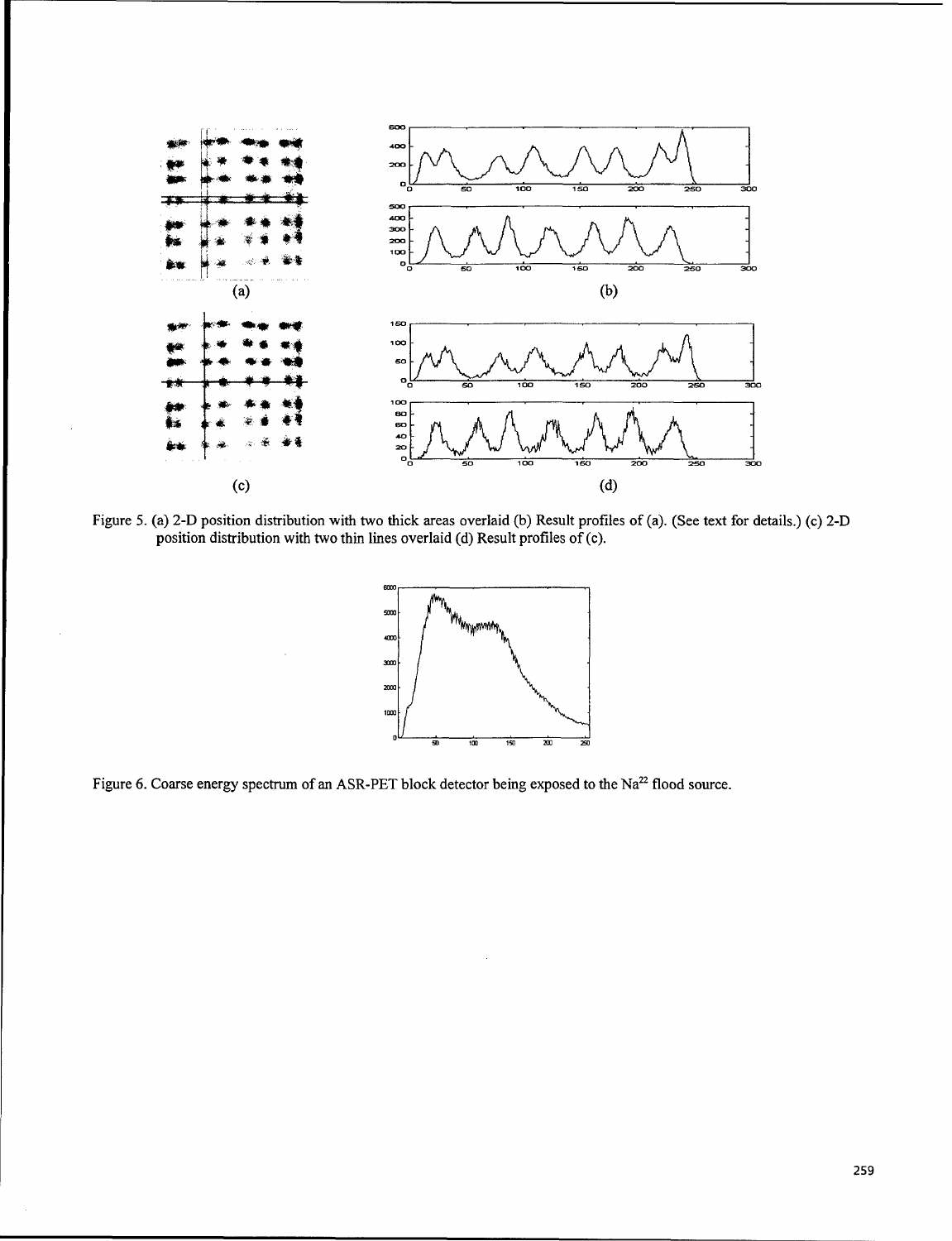Figure 5. (a) 2-D position distribution with two thick areas overlaid (b) Result profiles of (a). (See text for details.) (c) 2-D position distribution with two thin lines overlaid (d) Result profiles of (c).

Figure 6. Coarse energy spectrum of an ASR-PET block detector being exposed to the $Na^{22}$ flood source.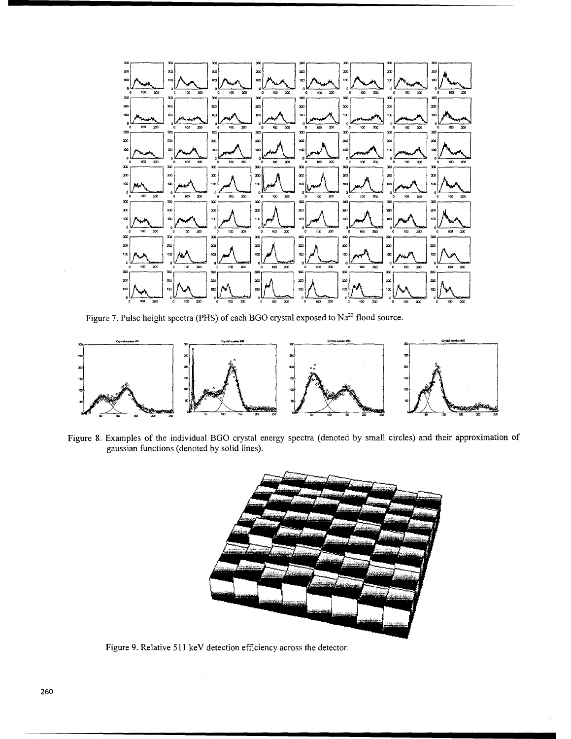Figure 7. Pulse height spectra (PHS) of each BGO crystal exposed to $Na^{22}$ flood source.

Figure 8. Examples of the individual BGO crystal energy spectra (denoted by small circles) and their approximation of gaussian functions (denoted by solid lines).

Figure 9. Relative 511 keV detection efficiency across the detector.